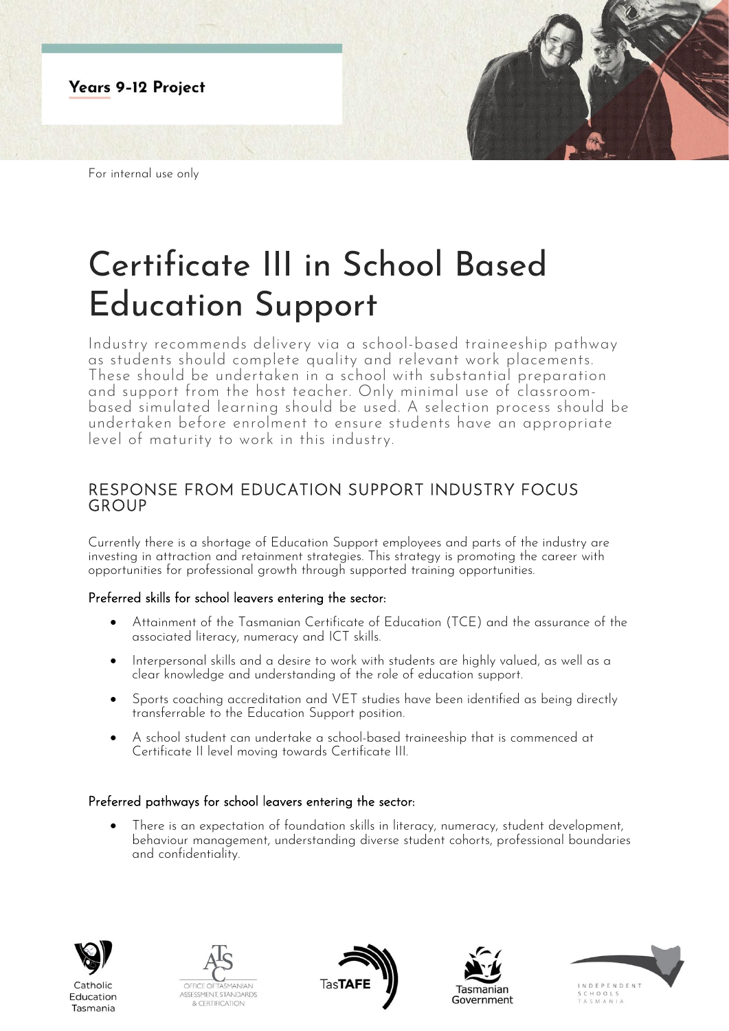**Years 9-12 Project**

For internal use only

# Certificate III in School Based Education Support

Industry recommends delivery via a school-based traineeship pathway as students should complete quality and relevant work placements. These should be undertaken in a school with substantial preparation and support from the host teacher. Only minimal use of classroom-based simulated learning should be used. A selection process should be undertaken before enrolment to ensure students have an appropriate level of maturity to work in this industry.

## RESPONSE FROM EDUCATION SUPPORT INDUSTRY FOCUS GROUP

Currently there is a shortage of Education Support employees and parts of the industry are investing in attraction and retainment strategies. This strategy is promoting the career with opportunities for professional growth through supported training opportunities.

### Preferred skills for school leavers entering the sector:

- Attainment of the Tasmanian Certificate of Education (TCE) and the assurance of the associated literacy, numeracy and ICT skills.
- Interpersonal skills and a desire to work with students are highly valued, as well as a clear knowledge and understanding of the role of education support.
- Sports coaching accreditation and VET studies have been identified as being directly transferrable to the Education Support position.
- A school student can undertake a school-based traineeship that is commenced at Certificate II level moving towards Certificate III.

### Preferred pathways for school leavers entering the sector:

- There is an expectation of foundation skills in literacy, numeracy, student development, behaviour management, understanding diverse student cohorts, professional boundaries and confidentiality.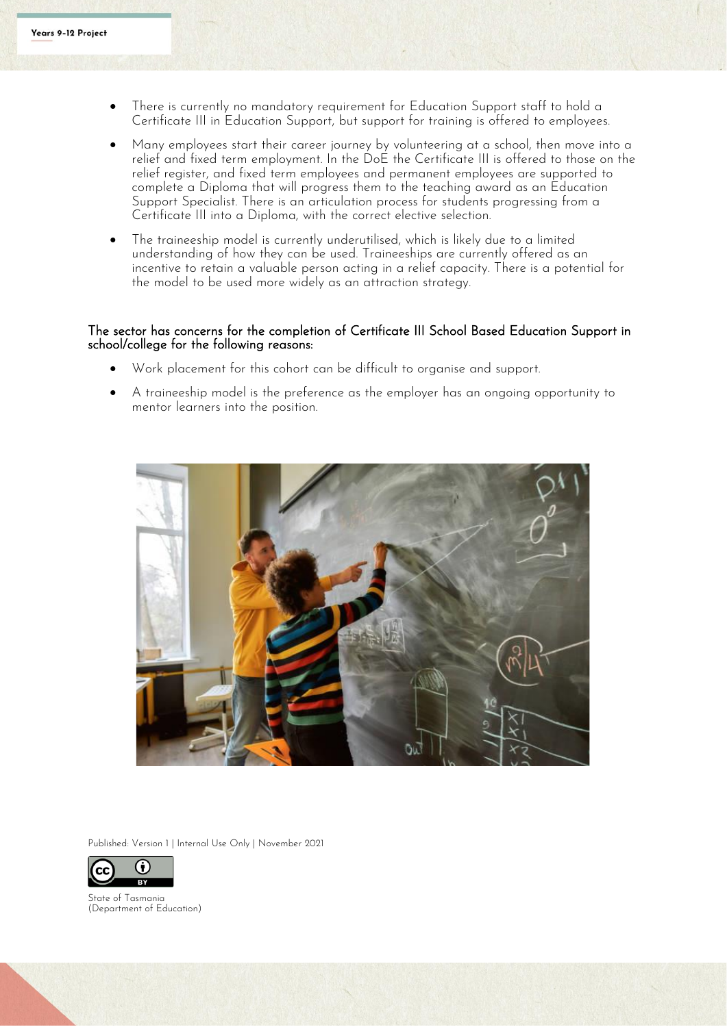- There is currently no mandatory requirement for Education Support staff to hold a Certificate III in Education Support, but support for training is offered to employees.
- Many employees start their career journey by volunteering at a school, then move into a relief and fixed term employment. In the DoE the Certificate III is offered to those on the relief register, and fixed term employees and permanent employees are supported to complete a Diploma that will progress them to the teaching award as an Education Support Specialist. There is an articulation process for students progressing from a Certificate III into a Diploma, with the correct elective selection.
- The traineeship model is currently underutilised, which is likely due to a limited understanding of how they can be used. Traineeships are currently offered as an incentive to retain a valuable person acting in a relief capacity. There is a potential for the model to be used more widely as an attraction strategy.

#### The sector has concerns for the completion of Certificate III School Based Education Support in school/college for the following reasons:

- Work placement for this cohort can be difficult to organise and support.
- A traineeship model is the preference as the employer has an ongoing opportunity to mentor learners into the position.

Published: Version 1 | Internal Use Only | November 2021

State of Tasmania
(Department of Education)